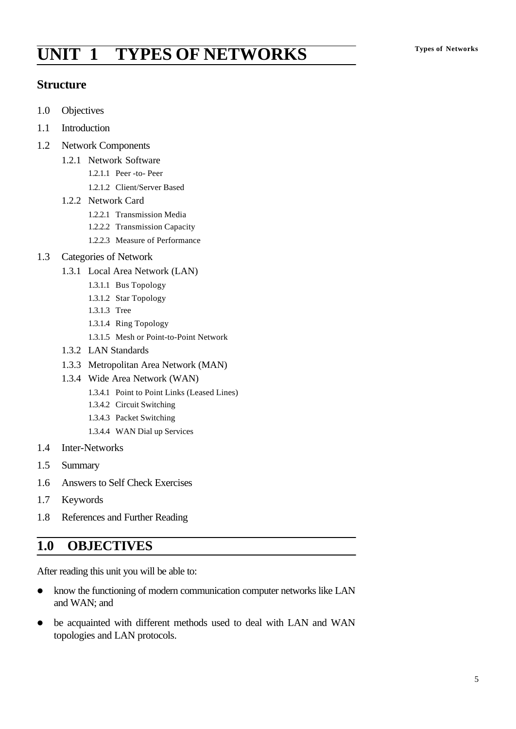# UNIT 1 TYPES OF NETWORKS

## Structure

1.0 Objectives

1.1 Introduction

1.2 Network Components

- 1.2.1 Network Software
  - 1.2.1.1 Peer -to- Peer
  - 1.2.1.2 Client/Server Based
- 1.2.2 Network Card
  - 1.2.2.1 Transmission Media
  - 1.2.2.2 Transmission Capacity
  - 1.2.2.3 Measure of Performance

1.3 Categories of Network

- 1.3.1 Local Area Network (LAN)
  - 1.3.1.1 Bus Topology
  - 1.3.1.2 Star Topology
  - 1.3.1.3 Tree
  - 1.3.1.4 Ring Topology
  - 1.3.1.5 Mesh or Point-to-Point Network
- 1.3.2 LAN Standards
- 1.3.3 Metropolitan Area Network (MAN)
- 1.3.4 Wide Area Network (WAN)
  - 1.3.4.1 Point to Point Links (Leased Lines)
  - 1.3.4.2 Circuit Switching
  - 1.3.4.3 Packet Switching
  - 1.3.4.4 WAN Dial up Services

1.4 Inter-Networks

1.5 Summary

1.6 Answers to Self Check Exercises

1.7 Keywords

1.8 References and Further Reading

## 1.0 OBJECTIVES

After reading this unit you will be able to:

- know the functioning of modern communication computer networks like LAN and WAN; and
- be acquainted with different methods used to deal with LAN and WAN topologies and LAN protocols.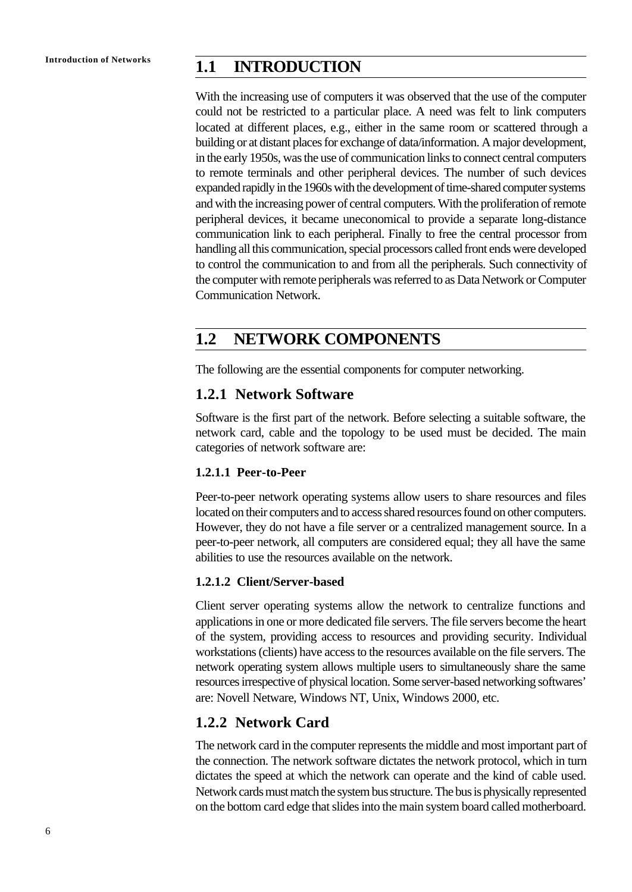## 1.1 INTRODUCTION

With the increasing use of computers it was observed that the use of the computer could not be restricted to a particular place. A need was felt to link computers located at different places, e.g., either in the same room or scattered through a building or at distant places for exchange of data/information. A major development, in the early 1950s, was the use of communication links to connect central computers to remote terminals and other peripheral devices. The number of such devices expanded rapidly in the 1960s with the development of time-shared computer systems and with the increasing power of central computers. With the proliferation of remote peripheral devices, it became uneconomical to provide a separate long-distance communication link to each peripheral. Finally to free the central processor from handling all this communication, special processors called front ends were developed to control the communication to and from all the peripherals. Such connectivity of the computer with remote peripherals was referred to as Data Network or Computer Communication Network.

## 1.2 NETWORK COMPONENTS

The following are the essential components for computer networking.

### 1.2.1 Network Software

Software is the first part of the network. Before selecting a suitable software, the network card, cable and the topology to be used must be decided. The main categories of network software are:

#### 1.2.1.1 Peer-to-Peer

Peer-to-peer network operating systems allow users to share resources and files located on their computers and to access shared resources found on other computers. However, they do not have a file server or a centralized management source. In a peer-to-peer network, all computers are considered equal; they all have the same abilities to use the resources available on the network.

#### 1.2.1.2 Client/Server-based

Client server operating systems allow the network to centralize functions and applications in one or more dedicated file servers. The file servers become the heart of the system, providing access to resources and providing security. Individual workstations (clients) have access to the resources available on the file servers. The network operating system allows multiple users to simultaneously share the same resources irrespective of physical location. Some server-based networking softwares' are: Novell Netware, Windows NT, Unix, Windows 2000, etc.

### 1.2.2 Network Card

The network card in the computer represents the middle and most important part of the connection. The network software dictates the network protocol, which in turn dictates the speed at which the network can operate and the kind of cable used. Network cards must match the system bus structure. The bus is physically represented on the bottom card edge that slides into the main system board called motherboard.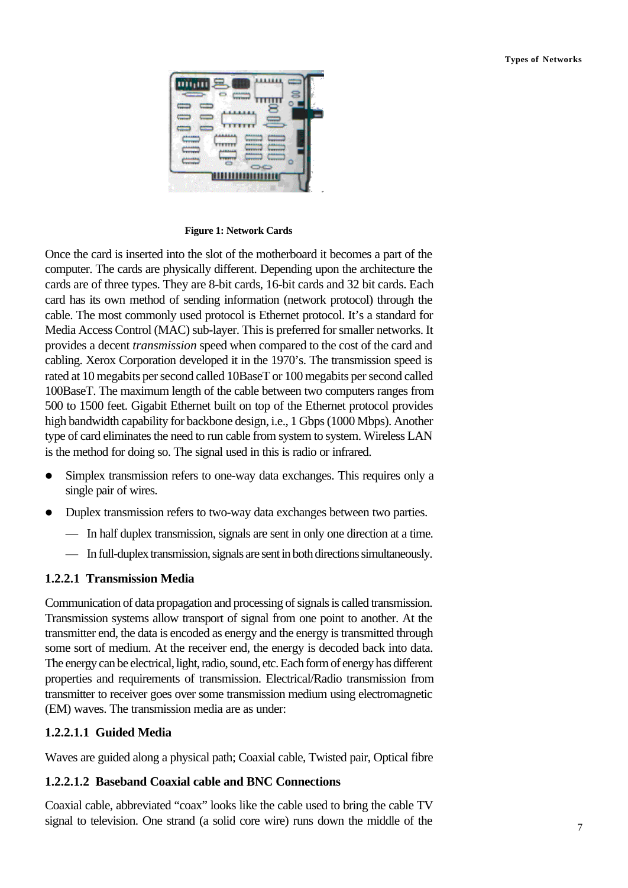Figure 1: Network Cards

Once the card is inserted into the slot of the motherboard it becomes a part of the computer. The cards are physically different. Depending upon the architecture the cards are of three types. They are 8-bit cards, 16-bit cards and 32 bit cards. Each card has its own method of sending information (network protocol) through the cable. The most commonly used protocol is Ethernet protocol. It's a standard for Media Access Control (MAC) sub-layer. This is preferred for smaller networks. It provides a decent *transmission* speed when compared to the cost of the card and cabling. Xerox Corporation developed it in the 1970's. The transmission speed is rated at 10 megabits per second called 10BaseT or 100 megabits per second called 100BaseT. The maximum length of the cable between two computers ranges from 500 to 1500 feet. Gigabit Ethernet built on top of the Ethernet protocol provides high bandwidth capability for backbone design, i.e., 1 Gbps (1000 Mbps). Another type of card eliminates the need to run cable from system to system. Wireless LAN is the method for doing so. The signal used in this is radio or infrared.

- Simplex transmission refers to one-way data exchanges. This requires only a single pair of wires.
- Duplex transmission refers to two-way data exchanges between two parties.
  - In half duplex transmission, signals are sent in only one direction at a time.
  - In full-duplex transmission, signals are sent in both directions simultaneously.

### 1.2.2.1 Transmission Media

Communication of data propagation and processing of signals is called transmission. Transmission systems allow transport of signal from one point to another. At the transmitter end, the data is encoded as energy and the energy is transmitted through some sort of medium. At the receiver end, the energy is decoded back into data. The energy can be electrical, light, radio, sound, etc. Each form of energy has different properties and requirements of transmission. Electrical/Radio transmission from transmitter to receiver goes over some transmission medium using electromagnetic (EM) waves. The transmission media are as under:

#### 1.2.2.1.1 Guided Media

Waves are guided along a physical path; Coaxial cable, Twisted pair, Optical fibre

#### 1.2.2.1.2 Baseband Coaxial cable and BNC Connections

Coaxial cable, abbreviated "coax" looks like the cable used to bring the cable TV signal to television. One strand (a solid core wire) runs down the middle of the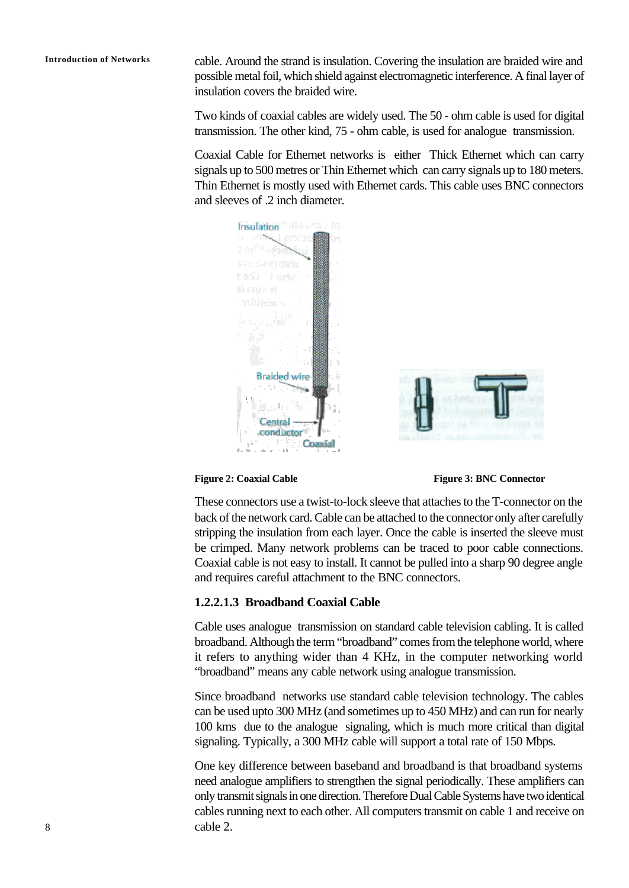cable. Around the strand is insulation. Covering the insulation are braided wire and possible metal foil, which shield against electromagnetic interference. A final layer of insulation covers the braided wire.

Two kinds of coaxial cables are widely used. The 50 - ohm cable is used for digital transmission. The other kind, 75 - ohm cable, is used for analogue transmission.

Coaxial Cable for Ethernet networks is either Thick Ethernet which can carry signals up to 500 metres or Thin Ethernet which can carry signals up to 180 meters. Thin Ethernet is mostly used with Ethernet cards. This cable uses BNC connectors and sleeves of .2 inch diameter.

**Figure 2: Coaxial Cable**

**Figure 3: BNC Connector**

These connectors use a twist-to-lock sleeve that attaches to the T-connector on the back of the network card. Cable can be attached to the connector only after carefully stripping the insulation from each layer. Once the cable is inserted the sleeve must be crimped. Many network problems can be traced to poor cable connections. Coaxial cable is not easy to install. It cannot be pulled into a sharp 90 degree angle and requires careful attachment to the BNC connectors.

### 1.2.2.1.3 Broadband Coaxial Cable

Cable uses analogue transmission on standard cable television cabling. It is called broadband. Although the term "broadband" comes from the telephone world, where it refers to anything wider than 4 KHz, in the computer networking world "broadband" means any cable network using analogue transmission.

Since broadband networks use standard cable television technology. The cables can be used upto 300 MHz (and sometimes up to 450 MHz) and can run for nearly 100 kms due to the analogue signaling, which is much more critical than digital signaling. Typically, a 300 MHz cable will support a total rate of 150 Mbps.

One key difference between baseband and broadband is that broadband systems need analogue amplifiers to strengthen the signal periodically. These amplifiers can only transmit signals in one direction. Therefore Dual Cable Systems have two identical cables running next to each other. All computers transmit on cable 1 and receive on cable 2.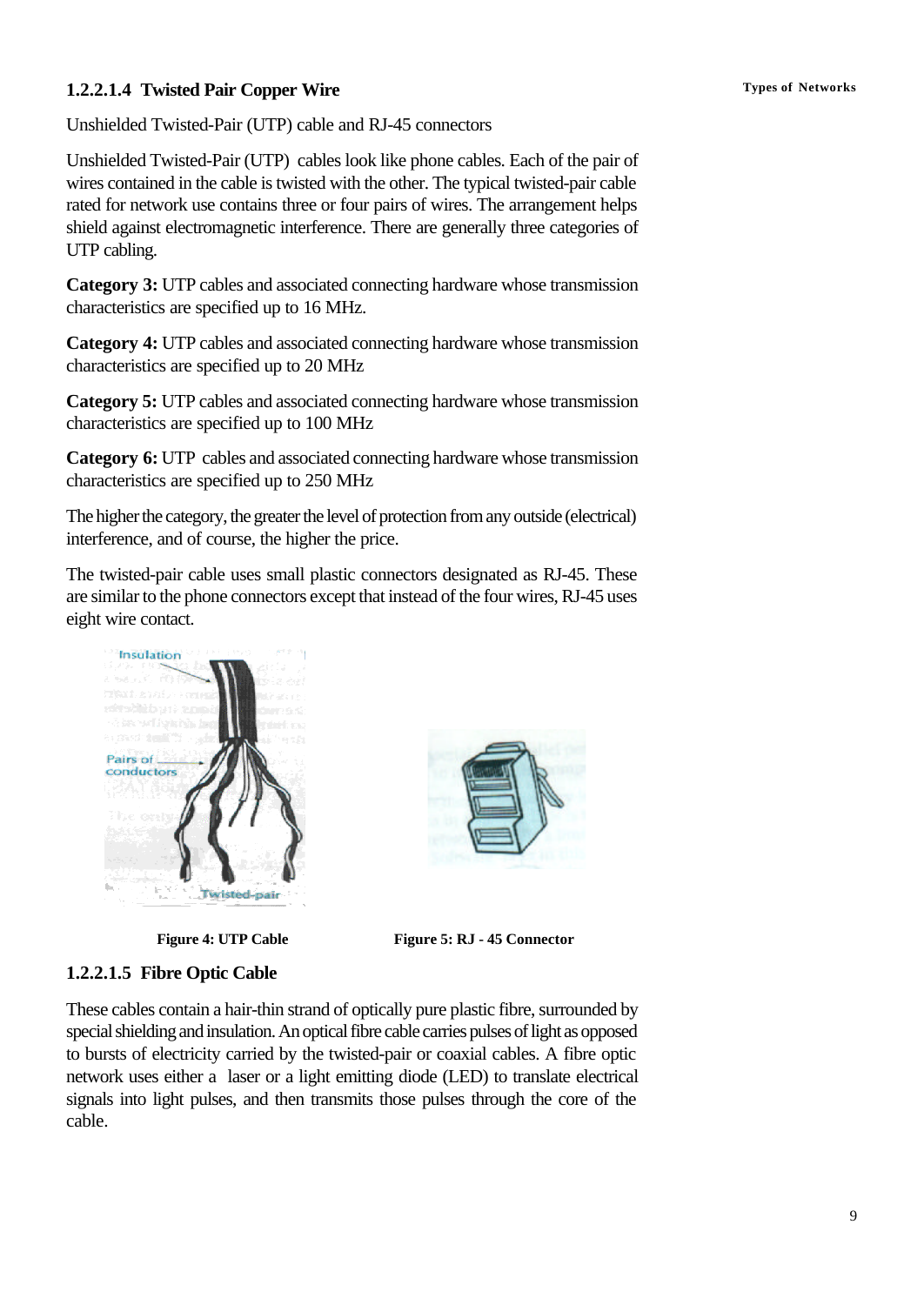### 1.2.2.1.4 Twisted Pair Copper Wire

Unshielded Twisted-Pair (UTP) cable and RJ-45 connectors

Unshielded Twisted-Pair (UTP) cables look like phone cables. Each of the pair of wires contained in the cable is twisted with the other. The typical twisted-pair cable rated for network use contains three or four pairs of wires. The arrangement helps shield against electromagnetic interference. There are generally three categories of UTP cabling.

**Category 3:** UTP cables and associated connecting hardware whose transmission characteristics are specified up to 16 MHz.

**Category 4:** UTP cables and associated connecting hardware whose transmission characteristics are specified up to 20 MHz

**Category 5:** UTP cables and associated connecting hardware whose transmission characteristics are specified up to 100 MHz

**Category 6:** UTP cables and associated connecting hardware whose transmission characteristics are specified up to 250 MHz

The higher the category, the greater the level of protection from any outside (electrical) interference, and of course, the higher the price.

The twisted-pair cable uses small plastic connectors designated as RJ-45. These are similar to the phone connectors except that instead of the four wires, RJ-45 uses eight wire contact.

**Figure 4: UTP Cable**

**Figure 5: RJ - 45 Connector**

### 1.2.2.1.5 Fibre Optic Cable

These cables contain a hair-thin strand of optically pure plastic fibre, surrounded by special shielding and insulation. An optical fibre cable carries pulses of light as opposed to bursts of electricity carried by the twisted-pair or coaxial cables. A fibre optic network uses either a laser or a light emitting diode (LED) to translate electrical signals into light pulses, and then transmits those pulses through the core of the cable.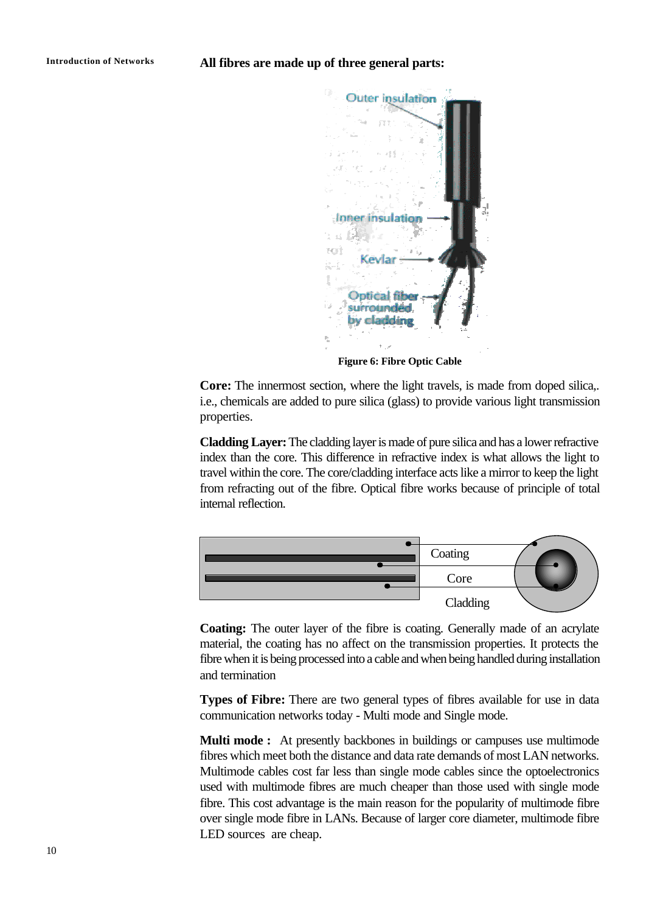**All fibres are made up of three general parts:**

Figure 6: Fibre Optic Cable

**Core:** The innermost section, where the light travels, is made from doped silica,. i.e., chemicals are added to pure silica (glass) to provide various light transmission properties.

**Cladding Layer:** The cladding layer is made of pure silica and has a lower refractive index than the core. This difference in refractive index is what allows the light to travel within the core. The core/cladding interface acts like a mirror to keep the light from refracting out of the fibre. Optical fibre works because of principle of total internal reflection.

**Coating:** The outer layer of the fibre is coating. Generally made of an acrylate material, the coating has no affect on the transmission properties. It protects the fibre when it is being processed into a cable and when being handled during installation and termination

**Types of Fibre:** There are two general types of fibres available for use in data communication networks today - Multi mode and Single mode.

**Multi mode :** At presently backbones in buildings or campuses use multimode fibres which meet both the distance and data rate demands of most LAN networks. Multimode cables cost far less than single mode cables since the optoelectronics used with multimode fibres are much cheaper than those used with single mode fibre. This cost advantage is the main reason for the popularity of multimode fibre over single mode fibre in LANs. Because of larger core diameter, multimode fibre LED sources are cheap.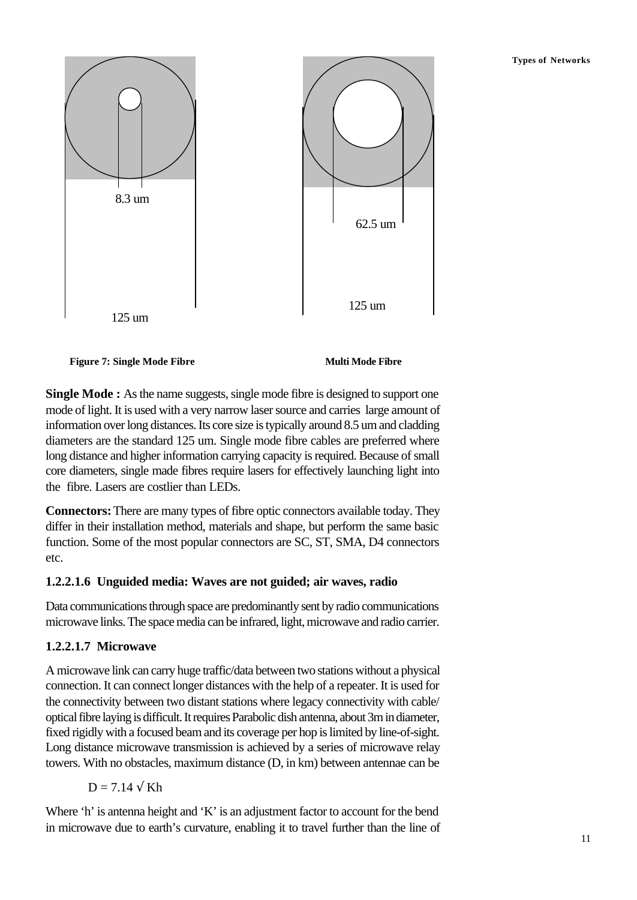8.3 um

125 um

62.5 um

125 um

**Figure 7: Single Mode Fibre** **Multi Mode Fibre**

**Single Mode :** As the name suggests, single mode fibre is designed to support one mode of light. It is used with a very narrow laser source and carries large amount of information over long distances. Its core size is typically around 8.5 um and cladding diameters are the standard 125 um. Single mode fibre cables are preferred where long distance and higher information carrying capacity is required. Because of small core diameters, single made fibres require lasers for effectively launching light into the fibre. Lasers are costlier than LEDs.

**Connectors:** There are many types of fibre optic connectors available today. They differ in their installation method, materials and shape, but perform the same basic function. Some of the most popular connectors are SC, ST, SMA, D4 connectors etc.

#### 1.2.2.1.6 Unguided media: Waves are not guided; air waves, radio

Data communications through space are predominantly sent by radio communications microwave links. The space media can be infrared, light, microwave and radio carrier.

#### 1.2.2.1.7 Microwave

A microwave link can carry huge traffic/data between two stations without a physical connection. It can connect longer distances with the help of a repeater. It is used for the connectivity between two distant stations where legacy connectivity with cable/ optical fibre laying is difficult. It requires Parabolic dish antenna, about 3m in diameter, fixed rigidly with a focused beam and its coverage per hop is limited by line-of-sight. Long distance microwave transmission is achieved by a series of microwave relay towers. With no obstacles, maximum distance (D, in km) between antennae can be

$$D = 7.14 \sqrt{Kh}$$

Where 'h' is antenna height and 'K' is an adjustment factor to account for the bend in microwave due to earth's curvature, enabling it to travel further than the line of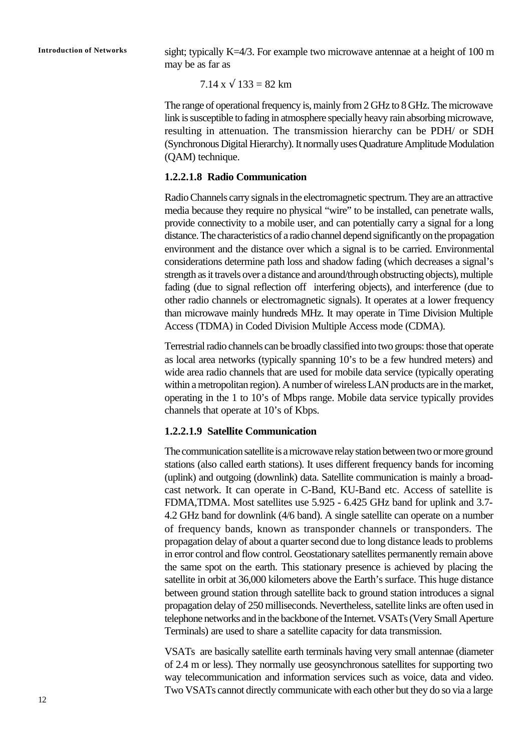sight; typically K=4/3. For example two microwave antennae at a height of 100 m may be as far as

$$7.14 \times \sqrt{133} = 82 \text{ km}$$

The range of operational frequency is, mainly from 2 GHz to 8 GHz. The microwave link is susceptible to fading in atmosphere specially heavy rain absorbing microwave, resulting in attenuation. The transmission hierarchy can be PDH/ or SDH (Synchronous Digital Hierarchy). It normally uses Quadrature Amplitude Modulation (QAM) technique.

#### 1.2.2.1.8 Radio Communication

Radio Channels carry signals in the electromagnetic spectrum. They are an attractive media because they require no physical "wire" to be installed, can penetrate walls, provide connectivity to a mobile user, and can potentially carry a signal for a long distance. The characteristics of a radio channel depend significantly on the propagation environment and the distance over which a signal is to be carried. Environmental considerations determine path loss and shadow fading (which decreases a signal's strength as it travels over a distance and around/through obstructing objects), multiple fading (due to signal reflection off interfering objects), and interference (due to other radio channels or electromagnetic signals). It operates at a lower frequency than microwave mainly hundreds MHz. It may operate in Time Division Multiple Access (TDMA) in Coded Division Multiple Access mode (CDMA).

Terrestrial radio channels can be broadly classified into two groups: those that operate as local area networks (typically spanning 10's to be a few hundred meters) and wide area radio channels that are used for mobile data service (typically operating within a metropolitan region). A number of wireless LAN products are in the market, operating in the 1 to 10's of Mbps range. Mobile data service typically provides channels that operate at 10's of Kbps.

#### 1.2.2.1.9 Satellite Communication

The communication satellite is a microwave relay station between two or more ground stations (also called earth stations). It uses different frequency bands for incoming (uplink) and outgoing (downlink) data. Satellite communication is mainly a broadcast network. It can operate in C-Band, KU-Band etc. Access of satellite is FDMA,TDMA. Most satellites use 5.925 - 6.425 GHz band for uplink and 3.7-4.2 GHz band for downlink (4/6 band). A single satellite can operate on a number of frequency bands, known as transponder channels or transponders. The propagation delay of about a quarter second due to long distance leads to problems in error control and flow control. Geostationary satellites permanently remain above the same spot on the earth. This stationary presence is achieved by placing the satellite in orbit at 36,000 kilometers above the Earth's surface. This huge distance between ground station through satellite back to ground station introduces a signal propagation delay of 250 milliseconds. Nevertheless, satellite links are often used in telephone networks and in the backbone of the Internet. VSATs (Very Small Aperture Terminals) are used to share a satellite capacity for data transmission.

VSATs are basically satellite earth terminals having very small antennae (diameter of 2.4 m or less). They normally use geosynchronous satellites for supporting two way telecommunication and information services such as voice, data and video. Two VSATs cannot directly communicate with each other but they do so via a large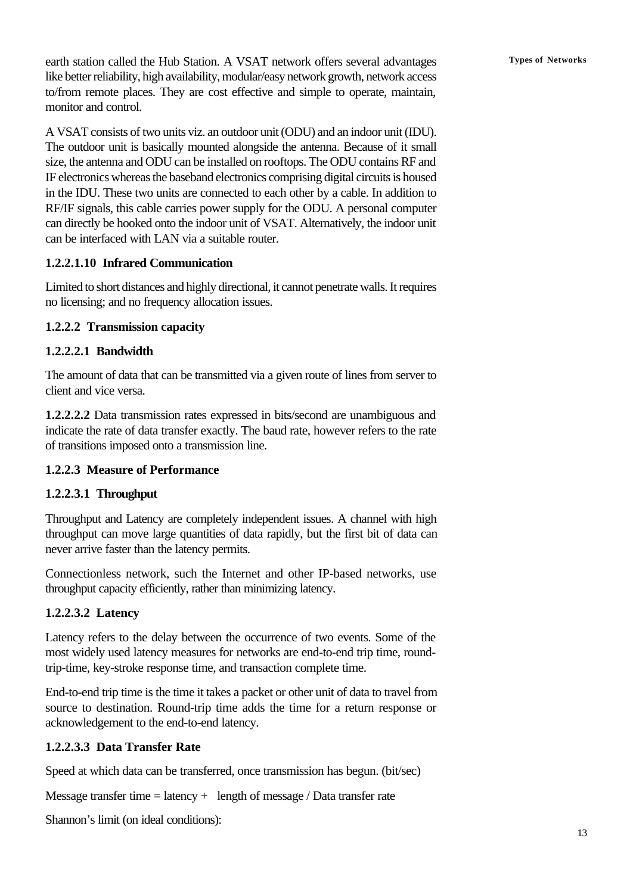earth station called the Hub Station. A VSAT network offers several advantages like better reliability, high availability, modular/easy network growth, network access to/from remote places. They are cost effective and simple to operate, maintain, monitor and control.

A VSAT consists of two units viz. an outdoor unit (ODU) and an indoor unit (IDU). The outdoor unit is basically mounted alongside the antenna. Because of it small size, the antenna and ODU can be installed on rooftops. The ODU contains RF and IF electronics whereas the baseband electronics comprising digital circuits is housed in the IDU. These two units are connected to each other by a cable. In addition to RF/IF signals, this cable carries power supply for the ODU. A personal computer can directly be hooked onto the indoor unit of VSAT. Alternatively, the indoor unit can be interfaced with LAN via a suitable router.

#### 1.2.2.1.10 Infrared Communication

Limited to short distances and highly directional, it cannot penetrate walls. It requires no licensing; and no frequency allocation issues.

### 1.2.2.2 Transmission capacity

#### 1.2.2.2.1 Bandwidth

The amount of data that can be transmitted via a given route of lines from server to client and vice versa.

**1.2.2.2.2** Data transmission rates expressed in bits/second are unambiguous and indicate the rate of data transfer exactly. The baud rate, however refers to the rate of transitions imposed onto a transmission line.

### 1.2.2.3 Measure of Performance

#### 1.2.2.3.1 Throughput

Throughput and Latency are completely independent issues. A channel with high throughput can move large quantities of data rapidly, but the first bit of data can never arrive faster than the latency permits.

Connectionless network, such the Internet and other IP-based networks, use throughput capacity efficiently, rather than minimizing latency.

#### 1.2.2.3.2 Latency

Latency refers to the delay between the occurrence of two events. Some of the most widely used latency measures for networks are end-to-end trip time, round-trip-time, key-stroke response time, and transaction complete time.

End-to-end trip time is the time it takes a packet or other unit of data to travel from source to destination. Round-trip time adds the time for a return response or acknowledgement to the end-to-end latency.

#### 1.2.2.3.3 Data Transfer Rate

Speed at which data can be transferred, once transmission has begun. (bit/sec)

Message transfer time = latency + length of message / Data transfer rate

Shannon's limit (on ideal conditions):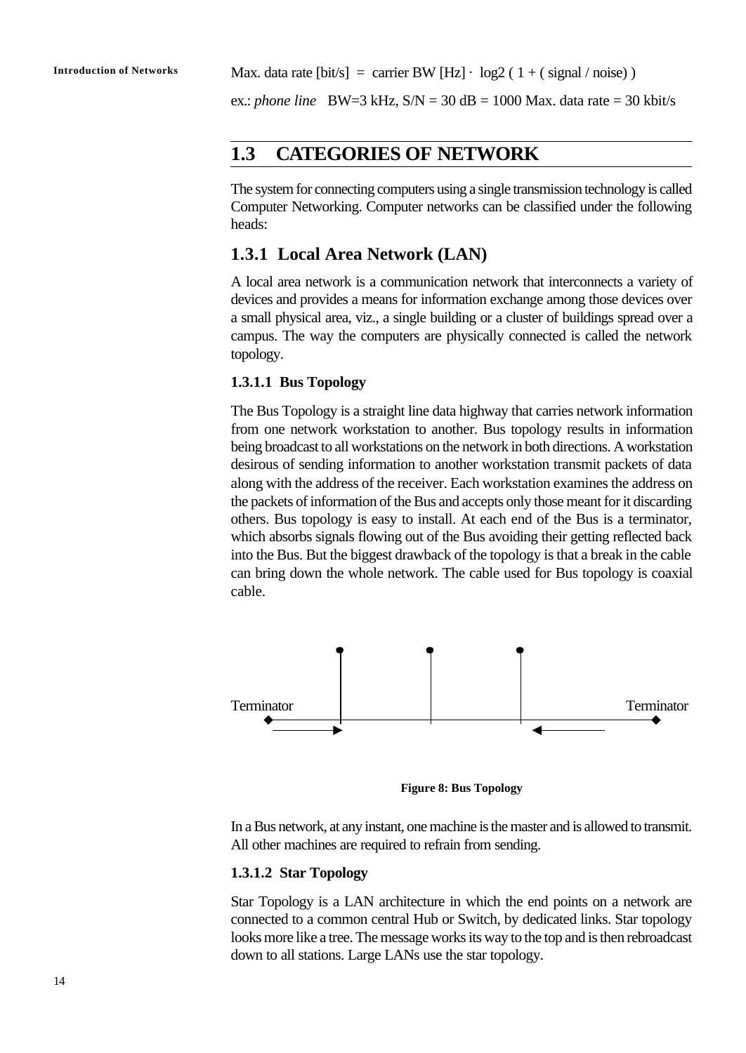Max. data rate [bit/s] = carrier BW [Hz] · log2 ( 1 + ( signal / noise) )

ex.: *phone line* BW=3 kHz, S/N = 30 dB = 1000 Max. data rate = 30 kbit/s

## 1.3 CATEGORIES OF NETWORK

The system for connecting computers using a single transmission technology is called Computer Networking. Computer networks can be classified under the following heads:

### 1.3.1 Local Area Network (LAN)

A local area network is a communication network that interconnects a variety of devices and provides a means for information exchange among those devices over a small physical area, viz., a single building or a cluster of buildings spread over a campus. The way the computers are physically connected is called the network topology.

#### 1.3.1.1 Bus Topology

The Bus Topology is a straight line data highway that carries network information from one network workstation to another. Bus topology results in information being broadcast to all workstations on the network in both directions. A workstation desirous of sending information to another workstation transmit packets of data along with the address of the receiver. Each workstation examines the address on the packets of information of the Bus and accepts only those meant for it discarding others. Bus topology is easy to install. At each end of the Bus is a terminator, which absorbs signals flowing out of the Bus avoiding their getting reflected back into the Bus. But the biggest drawback of the topology is that a break in the cable can bring down the whole network. The cable used for Bus topology is coaxial cable.

Terminator Terminator

**Figure 8: Bus Topology**

In a Bus network, at any instant, one machine is the master and is allowed to transmit. All other machines are required to refrain from sending.

#### 1.3.1.2 Star Topology

Star Topology is a LAN architecture in which the end points on a network are connected to a common central Hub or Switch, by dedicated links. Star topology looks more like a tree. The message works its way to the top and is then rebroadcast down to all stations. Large LANs use the star topology.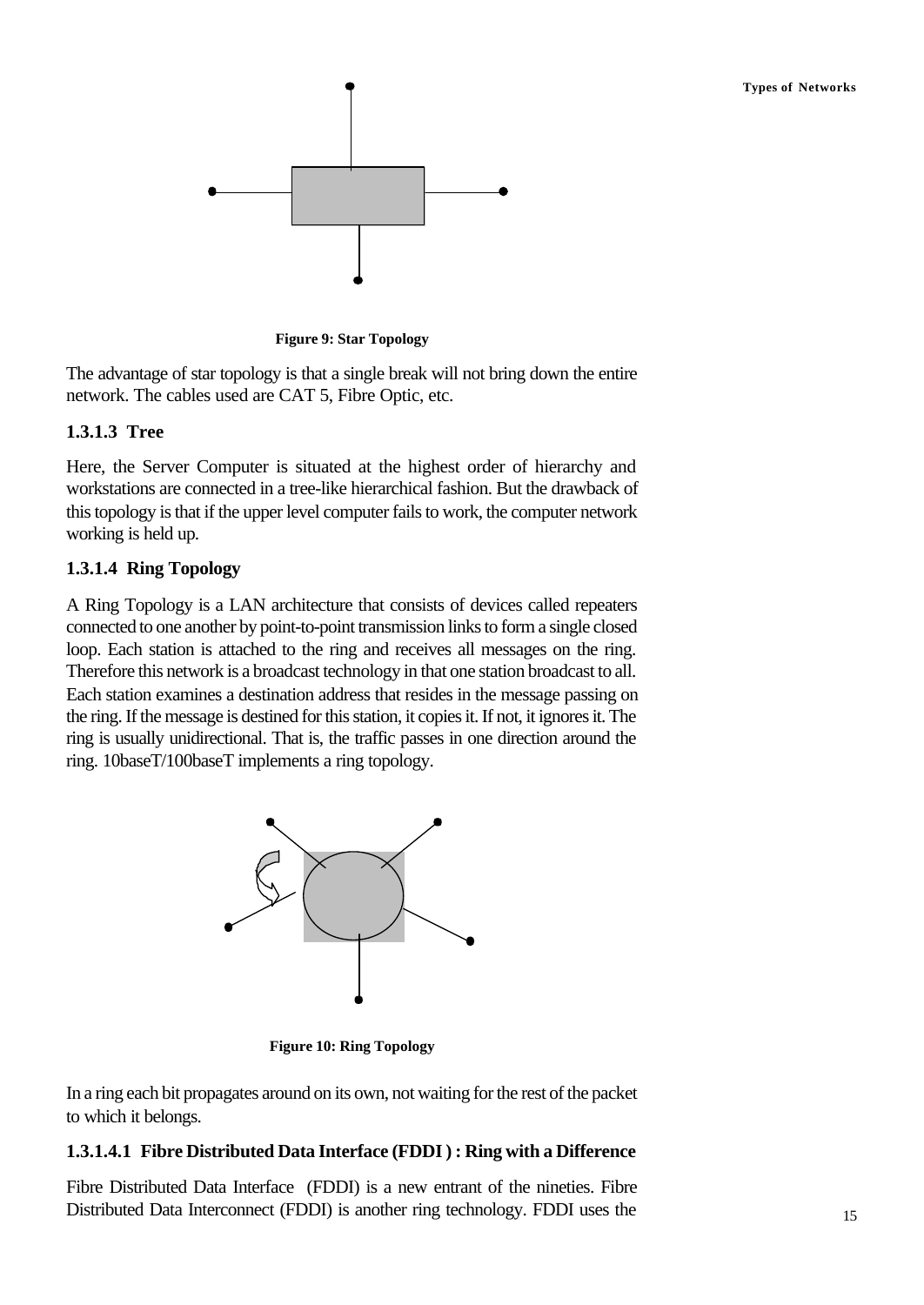Figure 9: Star Topology

The advantage of star topology is that a single break will not bring down the entire network. The cables used are CAT 5, Fibre Optic, etc.

### 1.3.1.3 Tree

Here, the Server Computer is situated at the highest order of hierarchy and workstations are connected in a tree-like hierarchical fashion. But the drawback of this topology is that if the upper level computer fails to work, the computer network working is held up.

### 1.3.1.4 Ring Topology

A Ring Topology is a LAN architecture that consists of devices called repeaters connected to one another by point-to-point transmission links to form a single closed loop. Each station is attached to the ring and receives all messages on the ring. Therefore this network is a broadcast technology in that one station broadcast to all. Each station examines a destination address that resides in the message passing on the ring. If the message is destined for this station, it copies it. If not, it ignores it. The ring is usually unidirectional. That is, the traffic passes in one direction around the ring. 10baseT/100baseT implements a ring topology.

Figure 10: Ring Topology

In a ring each bit propagates around on its own, not waiting for the rest of the packet to which it belongs.

#### 1.3.1.4.1 Fibre Distributed Data Interface (FDDI ) : Ring with a Difference

Fibre Distributed Data Interface (FDDI) is a new entrant of the nineties. Fibre Distributed Data Interconnect (FDDI) is another ring technology. FDDI uses the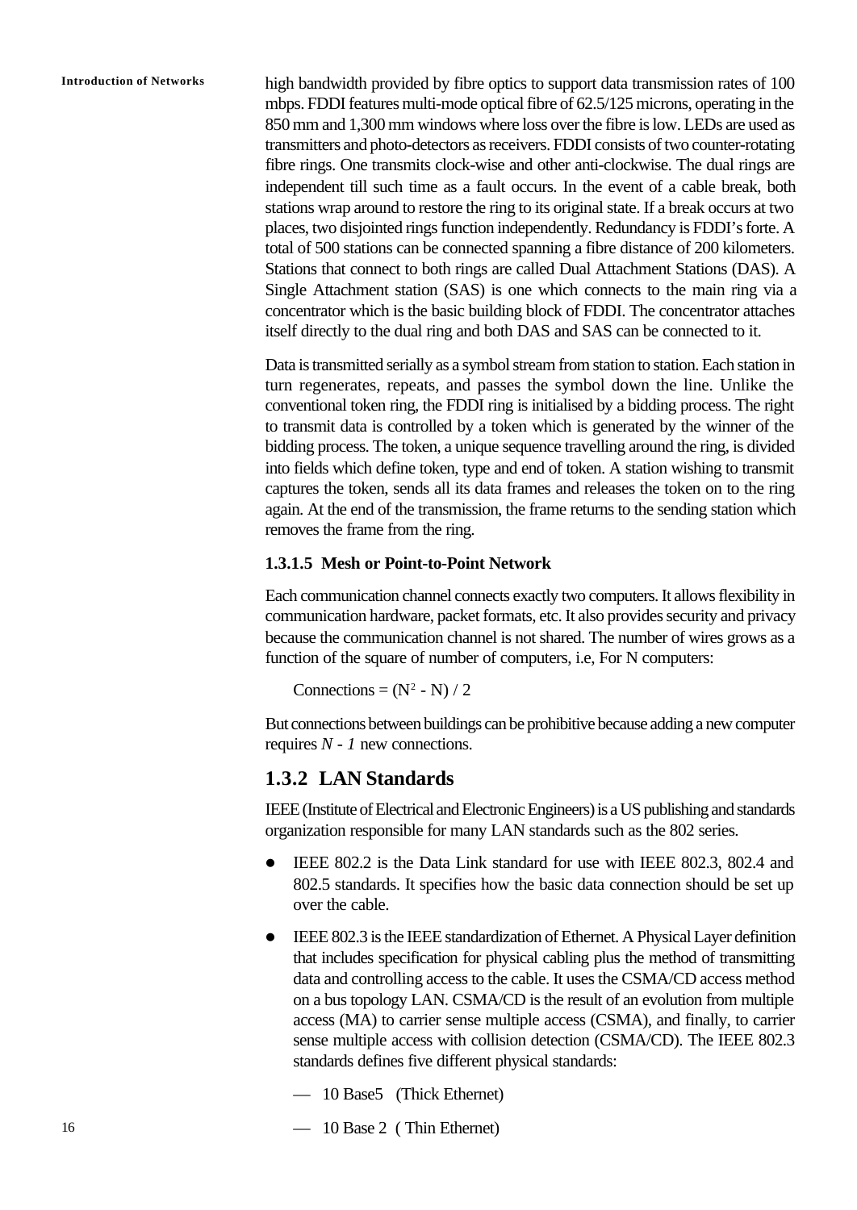high bandwidth provided by fibre optics to support data transmission rates of 100 mbps. FDDI features multi-mode optical fibre of 62.5/125 microns, operating in the 850 mm and 1,300 mm windows where loss over the fibre is low. LEDs are used as transmitters and photo-detectors as receivers. FDDI consists of two counter-rotating fibre rings. One transmits clock-wise and other anti-clockwise. The dual rings are independent till such time as a fault occurs. In the event of a cable break, both stations wrap around to restore the ring to its original state. If a break occurs at two places, two disjointed rings function independently. Redundancy is FDDI's forte. A total of 500 stations can be connected spanning a fibre distance of 200 kilometers. Stations that connect to both rings are called Dual Attachment Stations (DAS). A Single Attachment station (SAS) is one which connects to the main ring via a concentrator which is the basic building block of FDDI. The concentrator attaches itself directly to the dual ring and both DAS and SAS can be connected to it.

Data is transmitted serially as a symbol stream from station to station. Each station in turn regenerates, repeats, and passes the symbol down the line. Unlike the conventional token ring, the FDDI ring is initialised by a bidding process. The right to transmit data is controlled by a token which is generated by the winner of the bidding process. The token, a unique sequence travelling around the ring, is divided into fields which define token, type and end of token. A station wishing to transmit captures the token, sends all its data frames and releases the token on to the ring again. At the end of the transmission, the frame returns to the sending station which removes the frame from the ring.

#### 1.3.1.5 Mesh or Point-to-Point Network

Each communication channel connects exactly two computers. It allows flexibility in communication hardware, packet formats, etc. It also provides security and privacy because the communication channel is not shared. The number of wires grows as a function of the square of number of computers, i.e, For N computers:

Connections = $(N^2 - N) / 2$

But connections between buildings can be prohibitive because adding a new computer requires $N - 1$ new connections.

### 1.3.2 LAN Standards

IEEE (Institute of Electrical and Electronic Engineers) is a US publishing and standards organization responsible for many LAN standards such as the 802 series.

- IEEE 802.2 is the Data Link standard for use with IEEE 802.3, 802.4 and 802.5 standards. It specifies how the basic data connection should be set up over the cable.
- IEEE 802.3 is the IEEE standardization of Ethernet. A Physical Layer definition that includes specification for physical cabling plus the method of transmitting data and controlling access to the cable. It uses the CSMA/CD access method on a bus topology LAN. CSMA/CD is the result of an evolution from multiple access (MA) to carrier sense multiple access (CSMA), and finally, to carrier sense multiple access with collision detection (CSMA/CD). The IEEE 802.3 standards defines five different physical standards:

  — 10 Base5 (Thick Ethernet)

  — 10 Base 2 ( Thin Ethernet)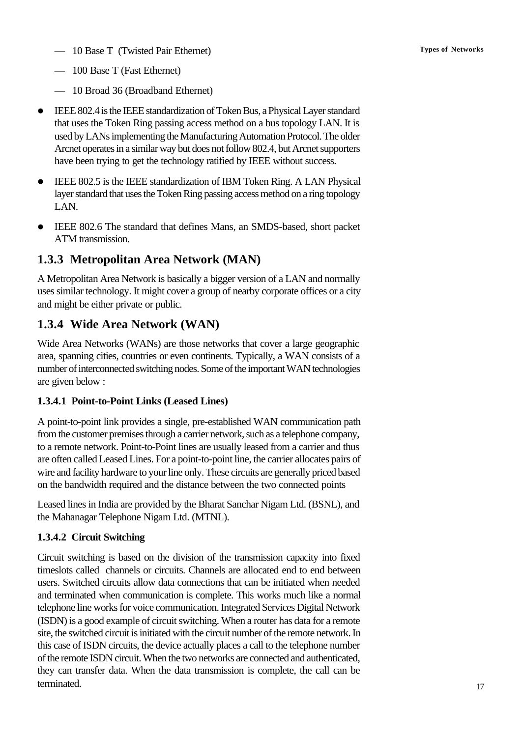- 10 Base T (Twisted Pair Ethernet)
- 100 Base T (Fast Ethernet)
- 10 Broad 36 (Broadband Ethernet)

- IEEE 802.4 is the IEEE standardization of Token Bus, a Physical Layer standard that uses the Token Ring passing access method on a bus topology LAN. It is used by LANs implementing the Manufacturing Automation Protocol. The older Arcnet operates in a similar way but does not follow 802.4, but Arcnet supporters have been trying to get the technology ratified by IEEE without success.
- IEEE 802.5 is the IEEE standardization of IBM Token Ring. A LAN Physical layer standard that uses the Token Ring passing access method on a ring topology LAN.
- IEEE 802.6 The standard that defines Mans, an SMDS-based, short packet ATM transmission.

## 1.3.3 Metropolitan Area Network (MAN)

A Metropolitan Area Network is basically a bigger version of a LAN and normally uses similar technology. It might cover a group of nearby corporate offices or a city and might be either private or public.

## 1.3.4 Wide Area Network (WAN)

Wide Area Networks (WANs) are those networks that cover a large geographic area, spanning cities, countries or even continents. Typically, a WAN consists of a number of interconnected switching nodes. Some of the important WAN technologies are given below :

### 1.3.4.1 Point-to-Point Links (Leased Lines)

A point-to-point link provides a single, pre-established WAN communication path from the customer premises through a carrier network, such as a telephone company, to a remote network. Point-to-Point lines are usually leased from a carrier and thus are often called Leased Lines. For a point-to-point line, the carrier allocates pairs of wire and facility hardware to your line only. These circuits are generally priced based on the bandwidth required and the distance between the two connected points

Leased lines in India are provided by the Bharat Sanchar Nigam Ltd. (BSNL), and the Mahanagar Telephone Nigam Ltd. (MTNL).

### 1.3.4.2 Circuit Switching

Circuit switching is based on the division of the transmission capacity into fixed timeslots called channels or circuits. Channels are allocated end to end between users. Switched circuits allow data connections that can be initiated when needed and terminated when communication is complete. This works much like a normal telephone line works for voice communication. Integrated Services Digital Network (ISDN) is a good example of circuit switching. When a router has data for a remote site, the switched circuit is initiated with the circuit number of the remote network. In this case of ISDN circuits, the device actually places a call to the telephone number of the remote ISDN circuit. When the two networks are connected and authenticated, they can transfer data. When the data transmission is complete, the call can be terminated.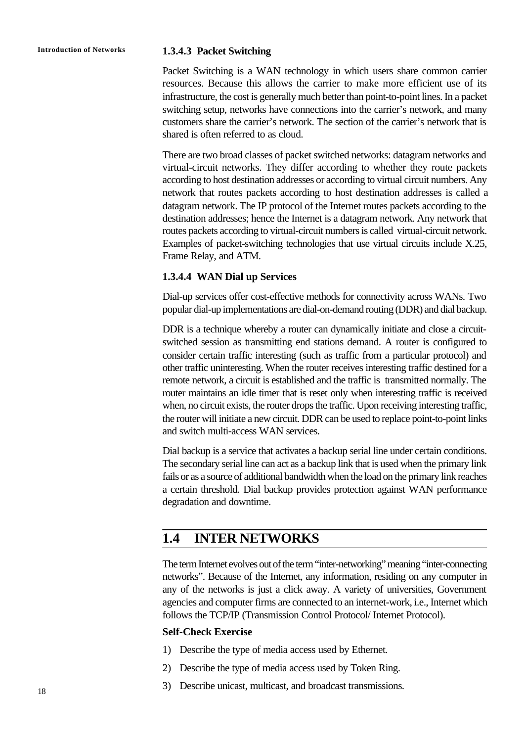#### 1.3.4.3 Packet Switching

Packet Switching is a WAN technology in which users share common carrier resources. Because this allows the carrier to make more efficient use of its infrastructure, the cost is generally much better than point-to-point lines. In a packet switching setup, networks have connections into the carrier's network, and many customers share the carrier's network. The section of the carrier's network that is shared is often referred to as cloud.

There are two broad classes of packet switched networks: datagram networks and virtual-circuit networks. They differ according to whether they route packets according to host destination addresses or according to virtual circuit numbers. Any network that routes packets according to host destination addresses is called a datagram network. The IP protocol of the Internet routes packets according to the destination addresses; hence the Internet is a datagram network. Any network that routes packets according to virtual-circuit numbers is called virtual-circuit network. Examples of packet-switching technologies that use virtual circuits include X.25, Frame Relay, and ATM.

#### 1.3.4.4 WAN Dial up Services

Dial-up services offer cost-effective methods for connectivity across WANs. Two popular dial-up implementations are dial-on-demand routing (DDR) and dial backup.

DDR is a technique whereby a router can dynamically initiate and close a circuit-switched session as transmitting end stations demand. A router is configured to consider certain traffic interesting (such as traffic from a particular protocol) and other traffic uninteresting. When the router receives interesting traffic destined for a remote network, a circuit is established and the traffic is transmitted normally. The router maintains an idle timer that is reset only when interesting traffic is received when, no circuit exists, the router drops the traffic. Upon receiving interesting traffic, the router will initiate a new circuit. DDR can be used to replace point-to-point links and switch multi-access WAN services.

Dial backup is a service that activates a backup serial line under certain conditions. The secondary serial line can act as a backup link that is used when the primary link fails or as a source of additional bandwidth when the load on the primary link reaches a certain threshold. Dial backup provides protection against WAN performance degradation and downtime.

## 1.4 INTER NETWORKS

The term Internet evolves out of the term "inter-networking" meaning "inter-connecting networks". Because of the Internet, any information, residing on any computer in any of the networks is just a click away. A variety of universities, Government agencies and computer firms are connected to an internet-work, i.e., Internet which follows the TCP/IP (Transmission Control Protocol/ Internet Protocol).

**Self-Check Exercise**

1) Describe the type of media access used by Ethernet.
2) Describe the type of media access used by Token Ring.
3) Describe unicast, multicast, and broadcast transmissions.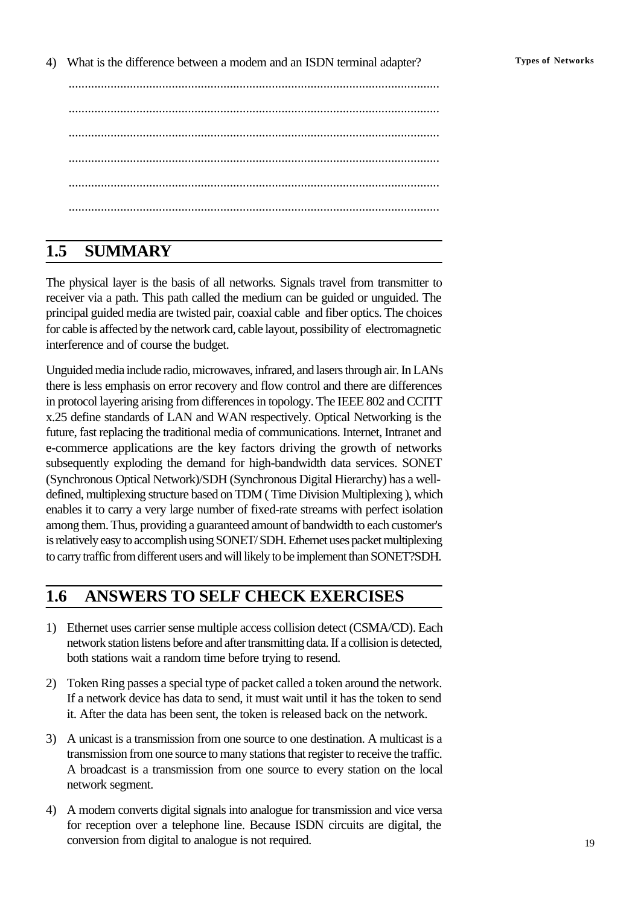4) What is the difference between a modem and an ISDN terminal adapter?

..................................................................................................................

..................................................................................................................

..................................................................................................................

..................................................................................................................

..................................................................................................................

..................................................................................................................

## 1.5 SUMMARY

The physical layer is the basis of all networks. Signals travel from transmitter to receiver via a path. This path called the medium can be guided or unguided. The principal guided media are twisted pair, coaxial cable and fiber optics. The choices for cable is affected by the network card, cable layout, possibility of electromagnetic interference and of course the budget.

Unguided media include radio, microwaves, infrared, and lasers through air. In LANs there is less emphasis on error recovery and flow control and there are differences in protocol layering arising from differences in topology. The IEEE 802 and CCITT x.25 define standards of LAN and WAN respectively. Optical Networking is the future, fast replacing the traditional media of communications. Internet, Intranet and e-commerce applications are the key factors driving the growth of networks subsequently exploding the demand for high-bandwidth data services. SONET (Synchronous Optical Network)/SDH (Synchronous Digital Hierarchy) has a well-defined, multiplexing structure based on TDM ( Time Division Multiplexing ), which enables it to carry a very large number of fixed-rate streams with perfect isolation among them. Thus, providing a guaranteed amount of bandwidth to each customer's is relatively easy to accomplish using SONET/ SDH. Ethernet uses packet multiplexing to carry traffic from different users and will likely to be implement than SONET?SDH.

## 1.6 ANSWERS TO SELF CHECK EXERCISES

1) Ethernet uses carrier sense multiple access collision detect (CSMA/CD). Each network station listens before and after transmitting data. If a collision is detected, both stations wait a random time before trying to resend.

2) Token Ring passes a special type of packet called a token around the network. If a network device has data to send, it must wait until it has the token to send it. After the data has been sent, the token is released back on the network.

3) A unicast is a transmission from one source to one destination. A multicast is a transmission from one source to many stations that register to receive the traffic. A broadcast is a transmission from one source to every station on the local network segment.

4) A modem converts digital signals into analogue for transmission and vice versa for reception over a telephone line. Because ISDN circuits are digital, the conversion from digital to analogue is not required.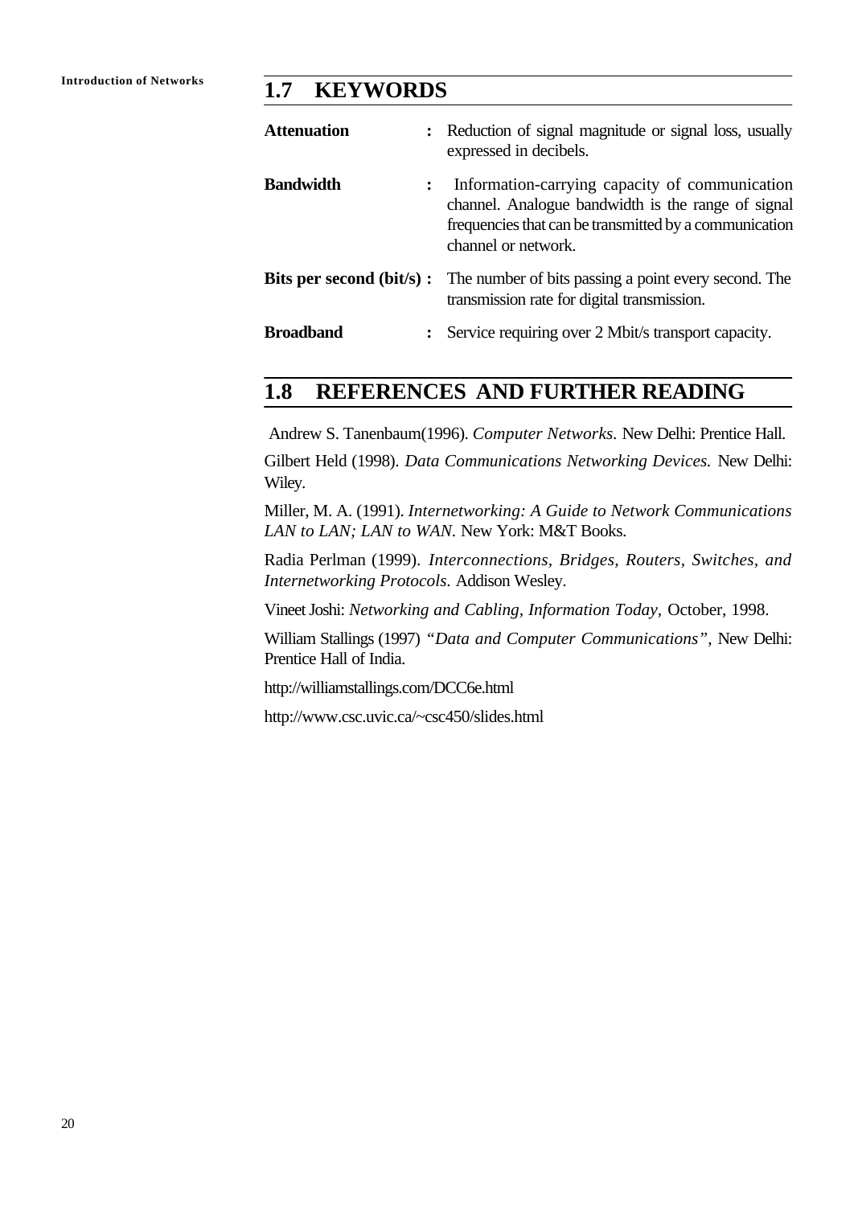## 1.7 KEYWORDS

**Attenuation** : Reduction of signal magnitude or signal loss, usually expressed in decibels.

**Bandwidth** : Information-carrying capacity of communication channel. Analogue bandwidth is the range of signal frequencies that can be transmitted by a communication channel or network.

**Bits per second (bit/s)** : The number of bits passing a point every second. The transmission rate for digital transmission.

**Broadband** : Service requiring over 2 Mbit/s transport capacity.

## 1.8 REFERENCES AND FURTHER READING

Andrew S. Tanenbaum(1996). *Computer Networks*. New Delhi: Prentice Hall.

Gilbert Held (1998). *Data Communications Networking Devices.* New Delhi: Wiley.

Miller, M. A. (1991). *Internetworking: A Guide to Network Communications LAN to LAN; LAN to WAN.* New York: M&T Books.

Radia Perlman (1999). *Interconnections, Bridges, Routers, Switches, and Internetworking Protocols.* Addison Wesley.

Vineet Joshi: *Networking and Cabling, Information Today*, October, 1998.

William Stallings (1997) *"Data and Computer Communications"*, New Delhi: Prentice Hall of India.

http://williamstallings.com/DCC6e.html

http://www.csc.uvic.ca/~csc450/slides.html